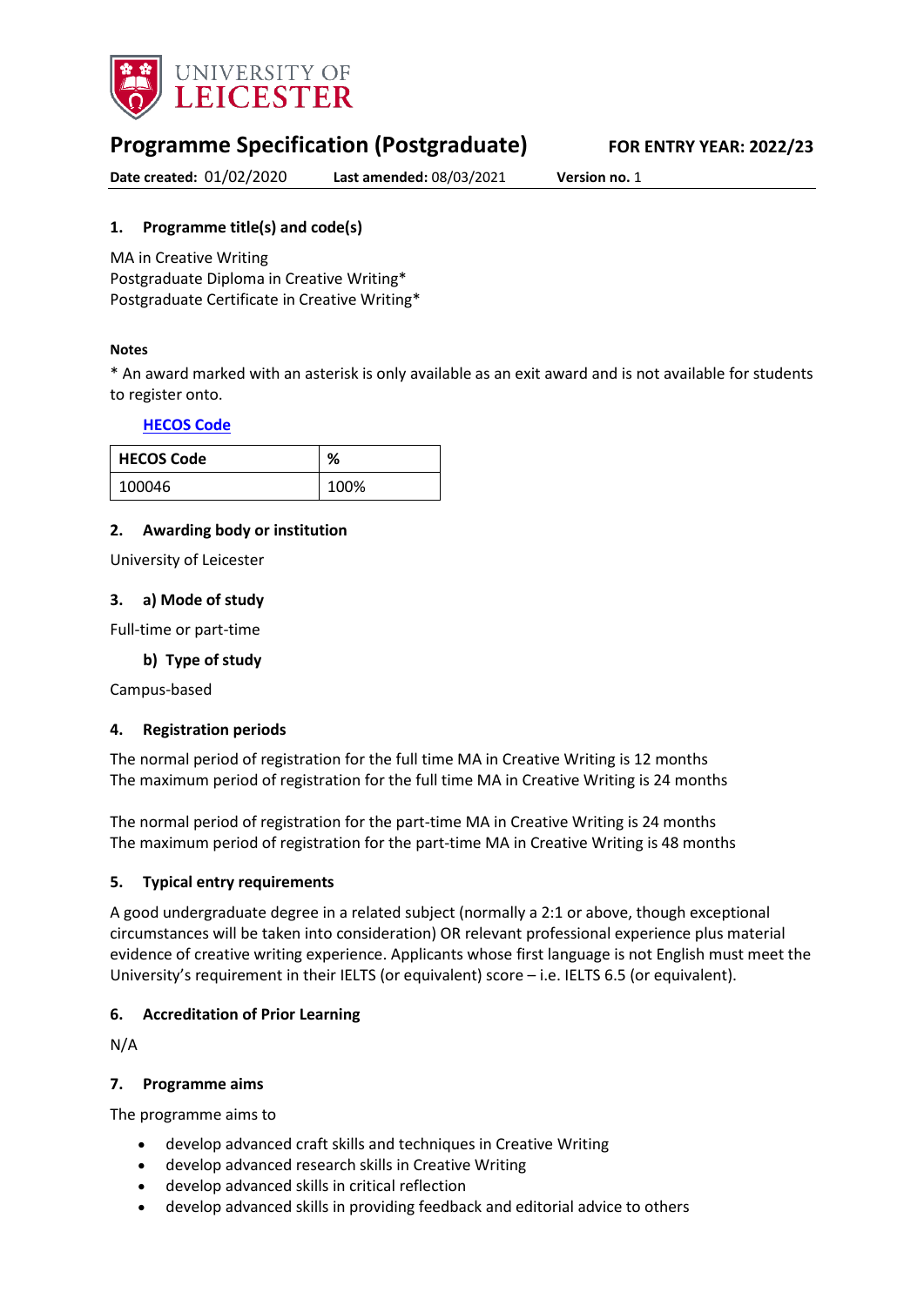# Programme Specification (Postgraduate)

**FOR ENTRY YEAR: 2022/23**

**Date created:** 01/02/2020 **Last amended:** 08/03/2021 **Version no.** 1

## 1. Programme title(s) and code(s)

MA in Creative Writing
Postgraduate Diploma in Creative Writing*
Postgraduate Certificate in Creative Writing*

**Notes**

* An award marked with an asterisk is only available as an exit award and is not available for students to register onto.

**HECOS Code**

| HECOS Code | % |
|---|---|
| 100046 | 100% |

## 2. Awarding body or institution

University of Leicester

## 3. a) Mode of study

Full-time or part-time

### b) Type of study

Campus-based

## 4. Registration periods

The normal period of registration for the full time MA in Creative Writing is 12 months
The maximum period of registration for the full time MA in Creative Writing is 24 months

The normal period of registration for the part-time MA in Creative Writing is 24 months
The maximum period of registration for the part-time MA in Creative Writing is 48 months

## 5. Typical entry requirements

A good undergraduate degree in a related subject (normally a 2:1 or above, though exceptional circumstances will be taken into consideration) OR relevant professional experience plus material evidence of creative writing experience. Applicants whose first language is not English must meet the University's requirement in their IELTS (or equivalent) score – i.e. IELTS 6.5 (or equivalent).

## 6. Accreditation of Prior Learning

N/A

## 7. Programme aims

The programme aims to

- develop advanced craft skills and techniques in Creative Writing
- develop advanced research skills in Creative Writing
- develop advanced skills in critical reflection
- develop advanced skills in providing feedback and editorial advice to others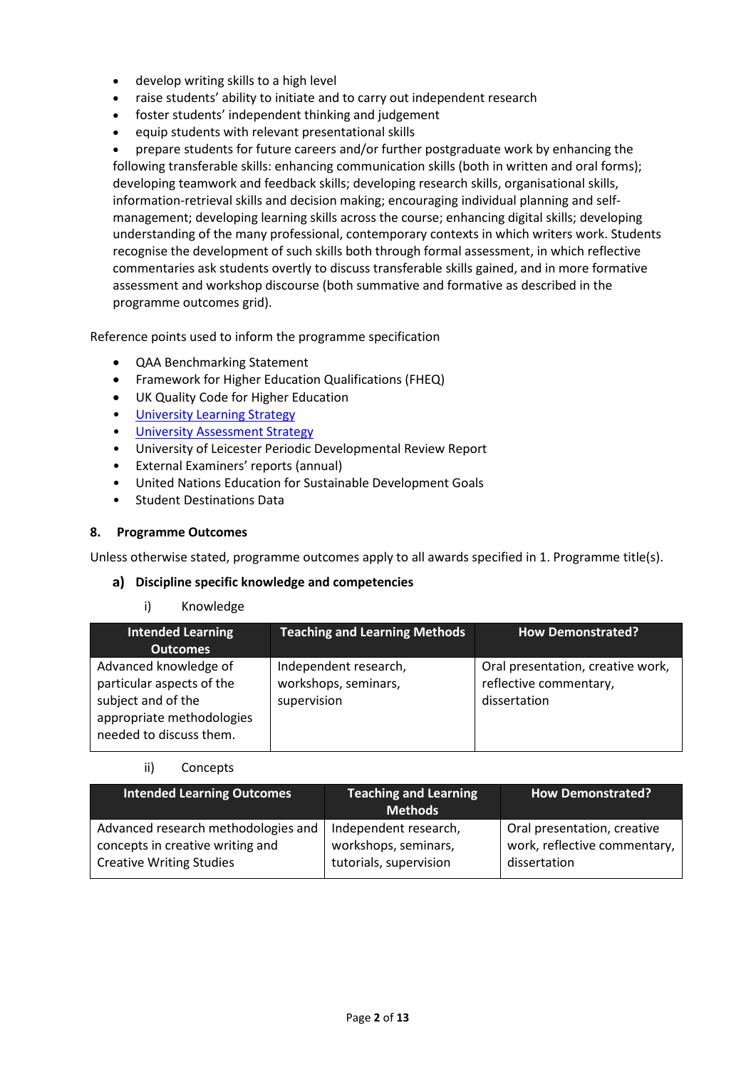- develop writing skills to a high level
- raise students' ability to initiate and to carry out independent research
- foster students' independent thinking and judgement
- equip students with relevant presentational skills
- prepare students for future careers and/or further postgraduate work by enhancing the following transferable skills: enhancing communication skills (both in written and oral forms); developing teamwork and feedback skills; developing research skills, organisational skills, information-retrieval skills and decision making; encouraging individual planning and self-management; developing learning skills across the course; enhancing digital skills; developing understanding of the many professional, contemporary contexts in which writers work. Students recognise the development of such skills both through formal assessment, in which reflective commentaries ask students overtly to discuss transferable skills gained, and in more formative assessment and workshop discourse (both summative and formative as described in the programme outcomes grid).

Reference points used to inform the programme specification

- QAA Benchmarking Statement
- Framework for Higher Education Qualifications (FHEQ)
- UK Quality Code for Higher Education
- University Learning Strategy
- University Assessment Strategy
- University of Leicester Periodic Developmental Review Report
- External Examiners' reports (annual)
- United Nations Education for Sustainable Development Goals
- Student Destinations Data

## 8. Programme Outcomes

Unless otherwise stated, programme outcomes apply to all awards specified in 1. Programme title(s).

### a) Discipline specific knowledge and competencies

i) Knowledge

| Intended Learning Outcomes | Teaching and Learning Methods | How Demonstrated? |
| --- | --- | --- |
| Advanced knowledge of particular aspects of the subject and of the appropriate methodologies needed to discuss them. | Independent research, workshops, seminars, supervision | Oral presentation, creative work, reflective commentary, dissertation |

ii) Concepts

| Intended Learning Outcomes | Teaching and Learning Methods | How Demonstrated? |
| --- | --- | --- |
| Advanced research methodologies and concepts in creative writing and Creative Writing Studies | Independent research, workshops, seminars, tutorials, supervision | Oral presentation, creative work, reflective commentary, dissertation |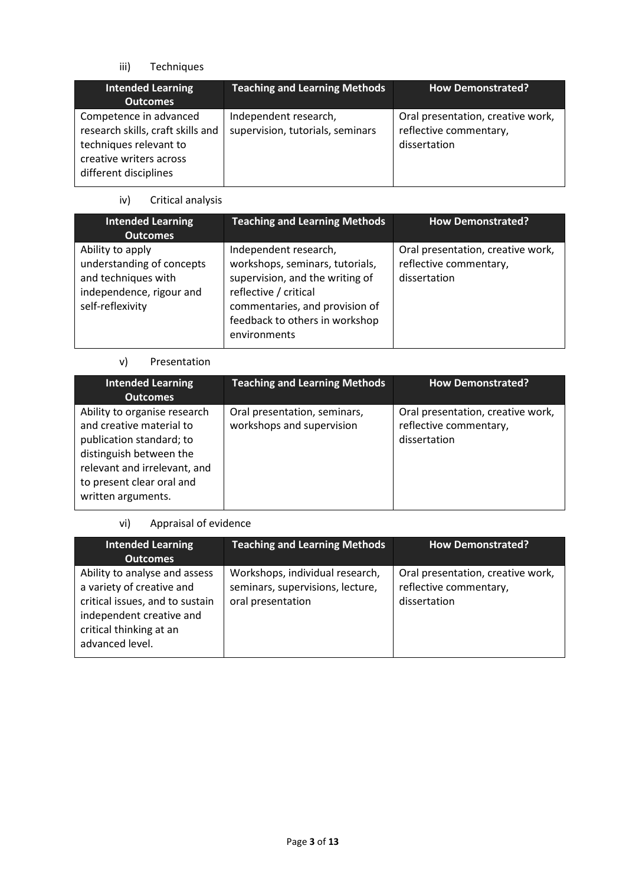iii) Techniques

| Intended Learning Outcomes | Teaching and Learning Methods | How Demonstrated? |
|---|---|---|
| Competence in advanced research skills, craft skills and techniques relevant to creative writers across different disciplines | Independent research, supervision, tutorials, seminars | Oral presentation, creative work, reflective commentary, dissertation |

iv) Critical analysis

| Intended Learning Outcomes | Teaching and Learning Methods | How Demonstrated? |
|---|---|---|
| Ability to apply understanding of concepts and techniques with independence, rigour and self-reflexivity | Independent research, workshops, seminars, tutorials, supervision, and the writing of reflective / critical commentaries, and provision of feedback to others in workshop environments | Oral presentation, creative work, reflective commentary, dissertation |

v) Presentation

| Intended Learning Outcomes | Teaching and Learning Methods | How Demonstrated? |
|---|---|---|
| Ability to organise research and creative material to publication standard; to distinguish between the relevant and irrelevant, and to present clear oral and written arguments. | Oral presentation, seminars, workshops and supervision | Oral presentation, creative work, reflective commentary, dissertation |

vi) Appraisal of evidence

| Intended Learning Outcomes | Teaching and Learning Methods | How Demonstrated? |
|---|---|---|
| Ability to analyse and assess a variety of creative and critical issues, and to sustain independent creative and critical thinking at an advanced level. | Workshops, individual research, seminars, supervisions, lecture, oral presentation | Oral presentation, creative work, reflective commentary, dissertation |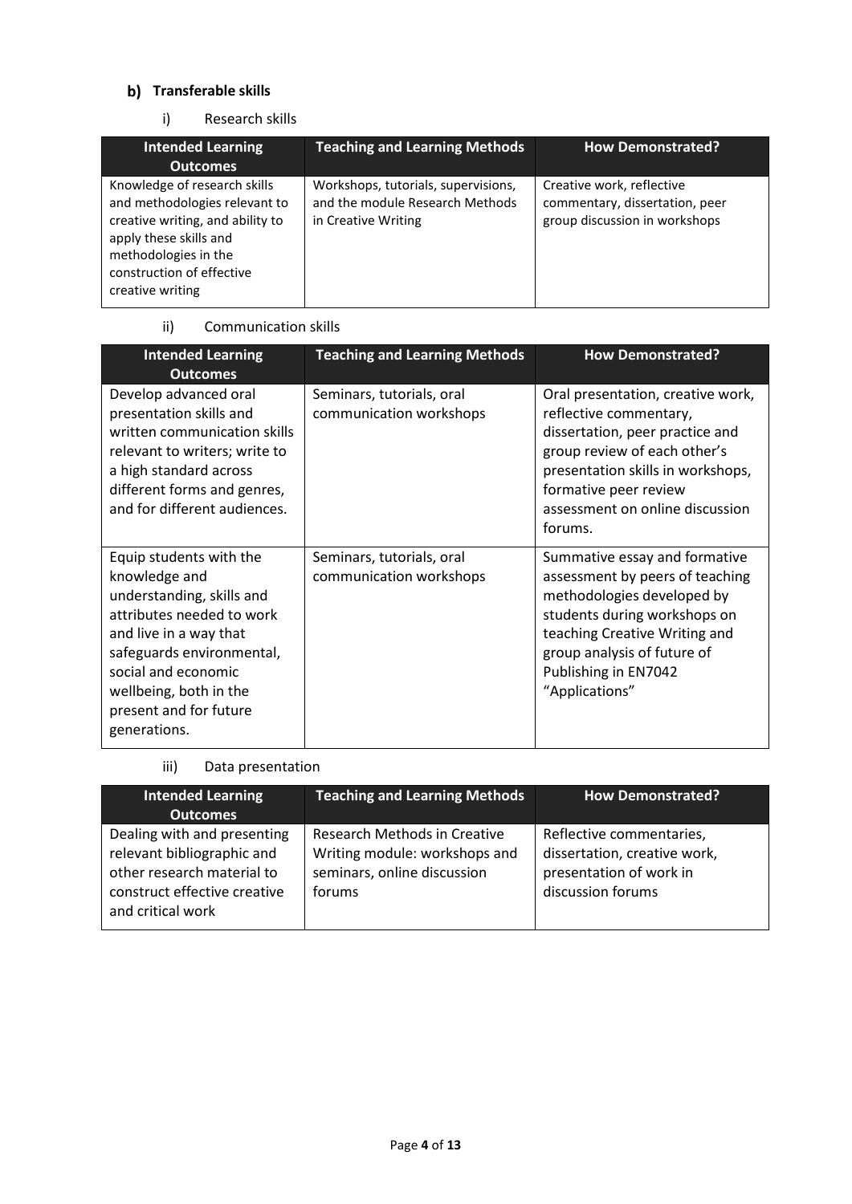## b) Transferable skills

### i) Research skills

| Intended Learning Outcomes | Teaching and Learning Methods | How Demonstrated? |
| --- | --- | --- |
| Knowledge of research skills and methodologies relevant to creative writing, and ability to apply these skills and methodologies in the construction of effective creative writing | Workshops, tutorials, supervisions, and the module Research Methods in Creative Writing | Creative work, reflective commentary, dissertation, peer group discussion in workshops |

### ii) Communication skills

| Intended Learning Outcomes | Teaching and Learning Methods | How Demonstrated? |
| --- | --- | --- |
| Develop advanced oral presentation skills and written communication skills relevant to writers; write to a high standard across different forms and genres, and for different audiences. | Seminars, tutorials, oral communication workshops | Oral presentation, creative work, reflective commentary, dissertation, peer practice and group review of each other's presentation skills in workshops, formative peer review assessment on online discussion forums. |
| Equip students with the knowledge and understanding, skills and attributes needed to work and live in a way that safeguards environmental, social and economic wellbeing, both in the present and for future generations. | Seminars, tutorials, oral communication workshops | Summative essay and formative assessment by peers of teaching methodologies developed by students during workshops on teaching Creative Writing and group analysis of future of Publishing in EN7042 "Applications" |

### iii) Data presentation

| Intended Learning Outcomes | Teaching and Learning Methods | How Demonstrated? |
| --- | --- | --- |
| Dealing with and presenting relevant bibliographic and other research material to construct effective creative and critical work | Research Methods in Creative Writing module: workshops and seminars, online discussion forums | Reflective commentaries, dissertation, creative work, presentation of work in discussion forums |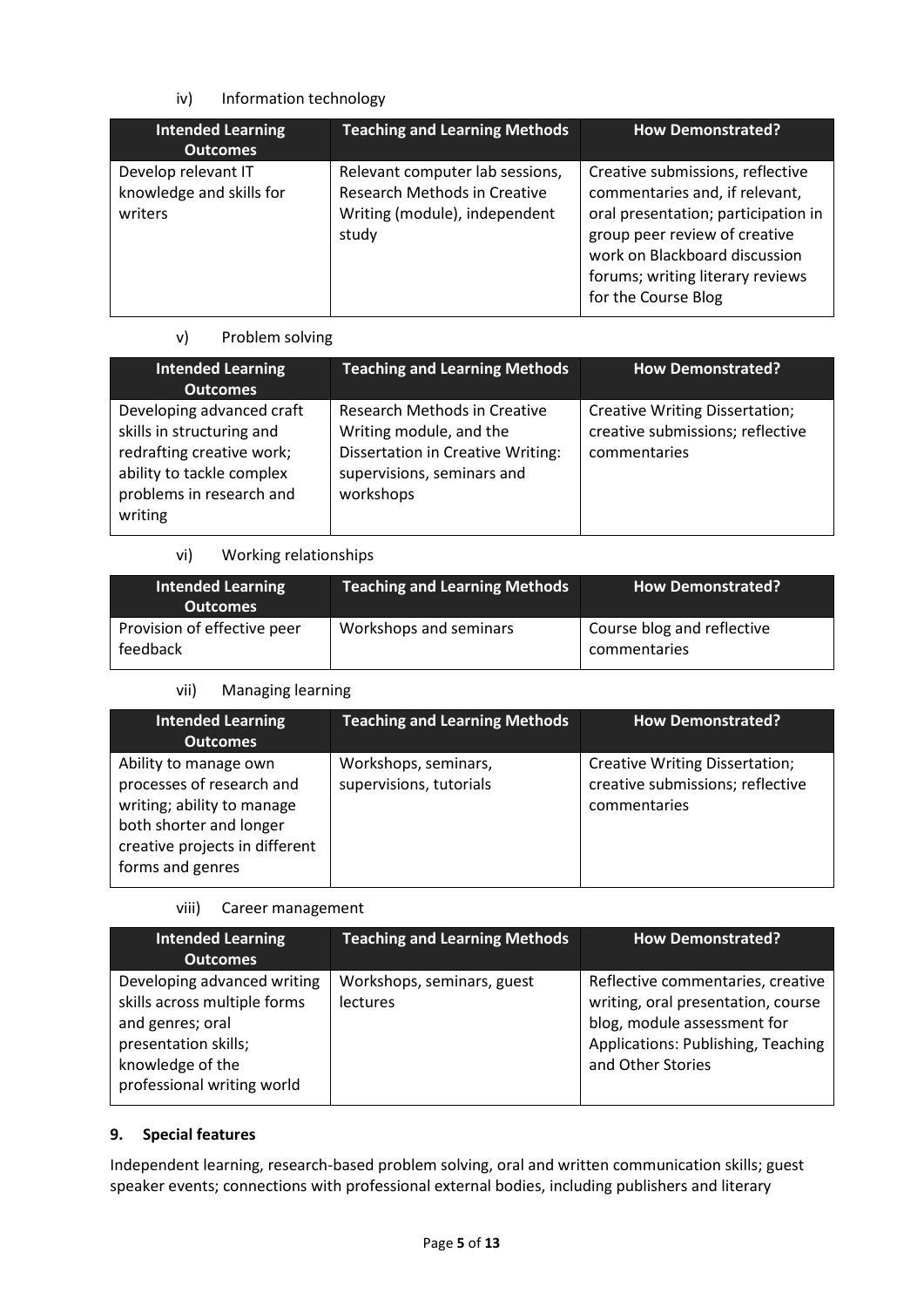iv) Information technology

| Intended Learning Outcomes | Teaching and Learning Methods | How Demonstrated? |
|---|---|---|
| Develop relevant IT knowledge and skills for writers | Relevant computer lab sessions, Research Methods in Creative Writing (module), independent study | Creative submissions, reflective commentaries and, if relevant, oral presentation; participation in group peer review of creative work on Blackboard discussion forums; writing literary reviews for the Course Blog |

v) Problem solving

| Intended Learning Outcomes | Teaching and Learning Methods | How Demonstrated? |
|---|---|---|
| Developing advanced craft skills in structuring and redrafting creative work; ability to tackle complex problems in research and writing | Research Methods in Creative Writing module, and the Dissertation in Creative Writing: supervisions, seminars and workshops | Creative Writing Dissertation; creative submissions; reflective commentaries |

vi) Working relationships

| Intended Learning Outcomes | Teaching and Learning Methods | How Demonstrated? |
|---|---|---|
| Provision of effective peer feedback | Workshops and seminars | Course blog and reflective commentaries |

vii) Managing learning

| Intended Learning Outcomes | Teaching and Learning Methods | How Demonstrated? |
|---|---|---|
| Ability to manage own processes of research and writing; ability to manage both shorter and longer creative projects in different forms and genres | Workshops, seminars, supervisions, tutorials | Creative Writing Dissertation; creative submissions; reflective commentaries |

viii) Career management

| Intended Learning Outcomes | Teaching and Learning Methods | How Demonstrated? |
|---|---|---|
| Developing advanced writing skills across multiple forms and genres; oral presentation skills; knowledge of the professional writing world | Workshops, seminars, guest lectures | Reflective commentaries, creative writing, oral presentation, course blog, module assessment for Applications: Publishing, Teaching and Other Stories |

### 9. Special features

Independent learning, research-based problem solving, oral and written communication skills; guest speaker events; connections with professional external bodies, including publishers and literary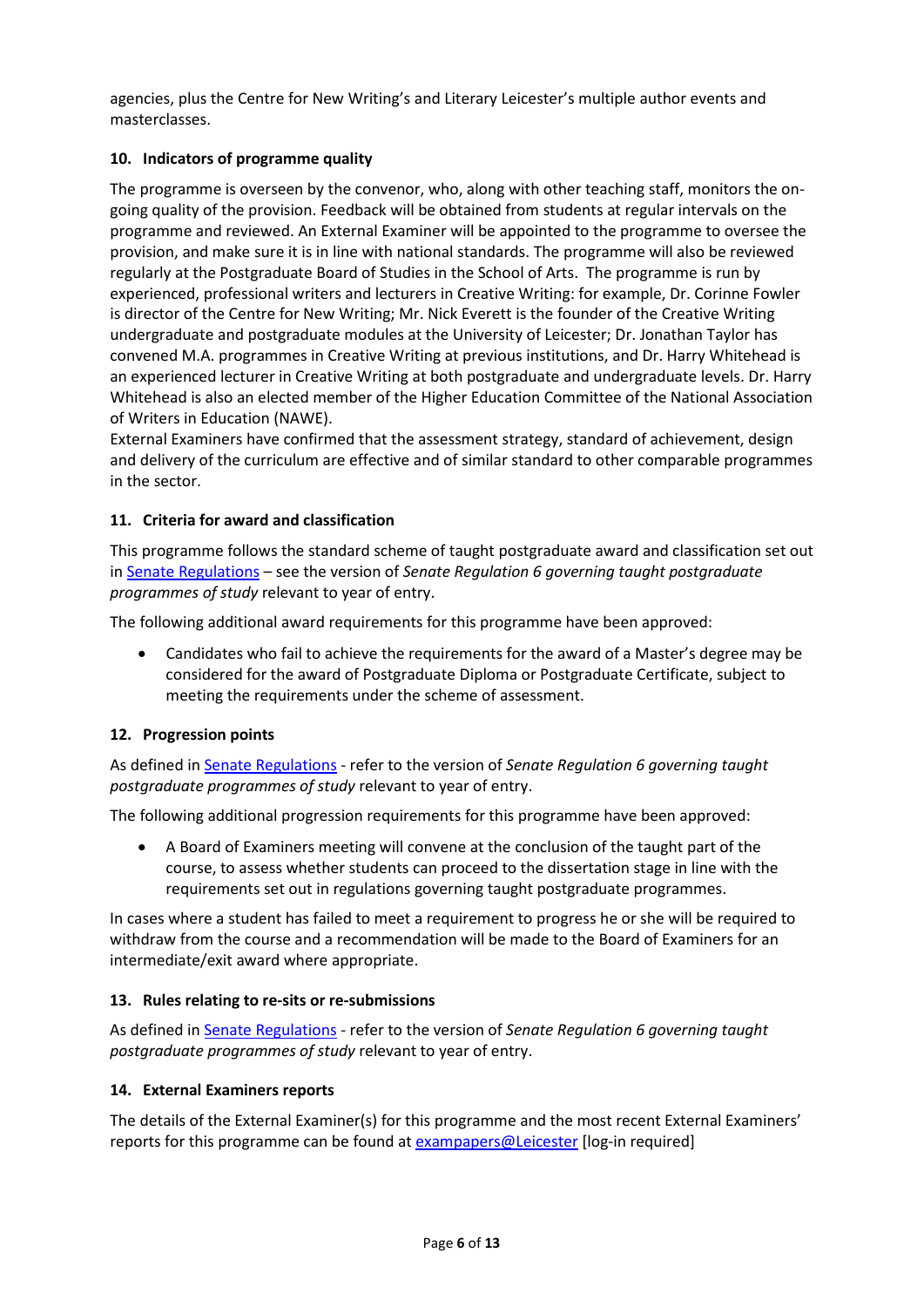agencies, plus the Centre for New Writing's and Literary Leicester's multiple author events and masterclasses.

### 10. Indicators of programme quality

The programme is overseen by the convenor, who, along with other teaching staff, monitors the on-going quality of the provision. Feedback will be obtained from students at regular intervals on the programme and reviewed. An External Examiner will be appointed to the programme to oversee the provision, and make sure it is in line with national standards. The programme will also be reviewed regularly at the Postgraduate Board of Studies in the School of Arts. The programme is run by experienced, professional writers and lecturers in Creative Writing: for example, Dr. Corinne Fowler is director of the Centre for New Writing; Mr. Nick Everett is the founder of the Creative Writing undergraduate and postgraduate modules at the University of Leicester; Dr. Jonathan Taylor has convened M.A. programmes in Creative Writing at previous institutions, and Dr. Harry Whitehead is an experienced lecturer in Creative Writing at both postgraduate and undergraduate levels. Dr. Harry Whitehead is also an elected member of the Higher Education Committee of the National Association of Writers in Education (NAWE).

External Examiners have confirmed that the assessment strategy, standard of achievement, design and delivery of the curriculum are effective and of similar standard to other comparable programmes in the sector.

### 11. Criteria for award and classification

This programme follows the standard scheme of taught postgraduate award and classification set out in Senate Regulations – see the version of *Senate Regulation 6 governing taught postgraduate programmes of study* relevant to year of entry.

The following additional award requirements for this programme have been approved:

- Candidates who fail to achieve the requirements for the award of a Master's degree may be considered for the award of Postgraduate Diploma or Postgraduate Certificate, subject to meeting the requirements under the scheme of assessment.

### 12. Progression points

As defined in Senate Regulations - refer to the version of *Senate Regulation 6 governing taught postgraduate programmes of study* relevant to year of entry.

The following additional progression requirements for this programme have been approved:

- A Board of Examiners meeting will convene at the conclusion of the taught part of the course, to assess whether students can proceed to the dissertation stage in line with the requirements set out in regulations governing taught postgraduate programmes.

In cases where a student has failed to meet a requirement to progress he or she will be required to withdraw from the course and a recommendation will be made to the Board of Examiners for an intermediate/exit award where appropriate.

### 13. Rules relating to re-sits or re-submissions

As defined in Senate Regulations - refer to the version of *Senate Regulation 6 governing taught postgraduate programmes of study* relevant to year of entry.

### 14. External Examiners reports

The details of the External Examiner(s) for this programme and the most recent External Examiners' reports for this programme can be found at exampapers@Leicester [log-in required]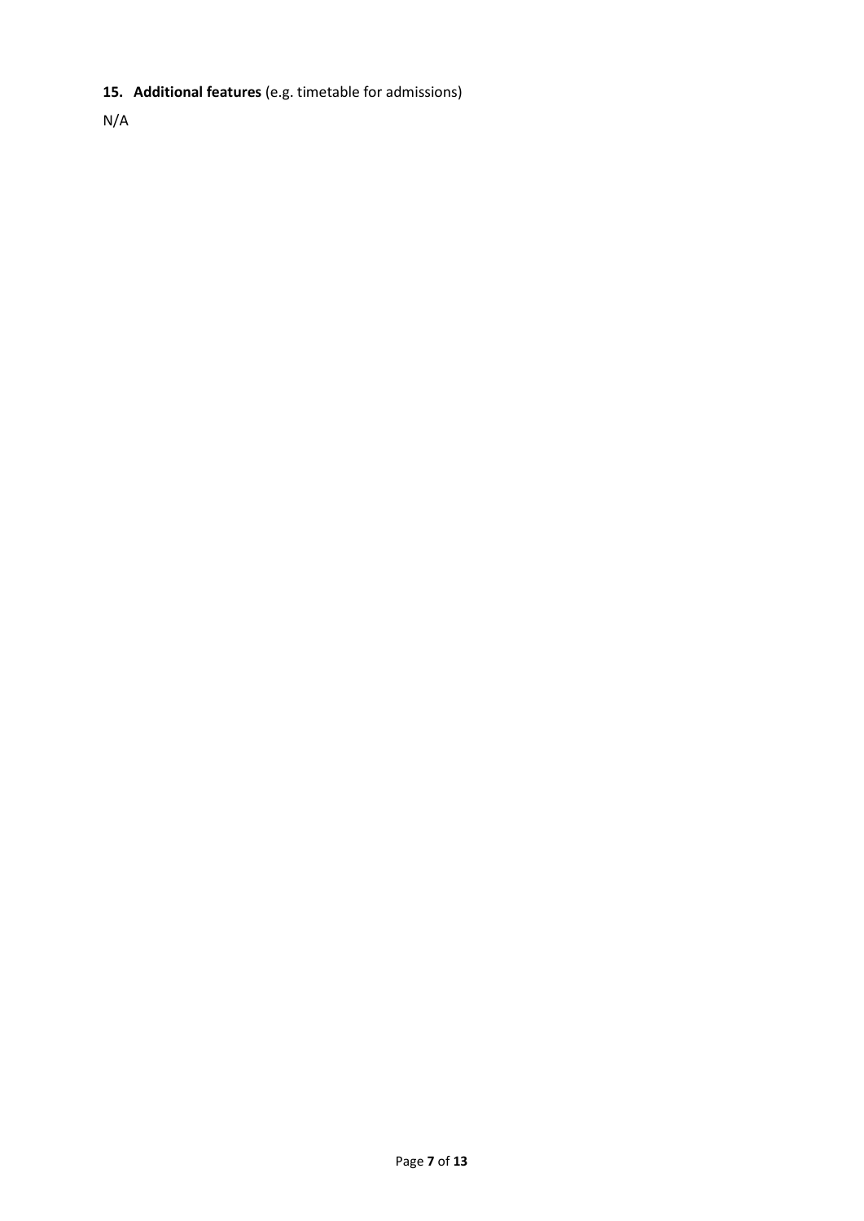**15. Additional features** (e.g. timetable for admissions)

N/A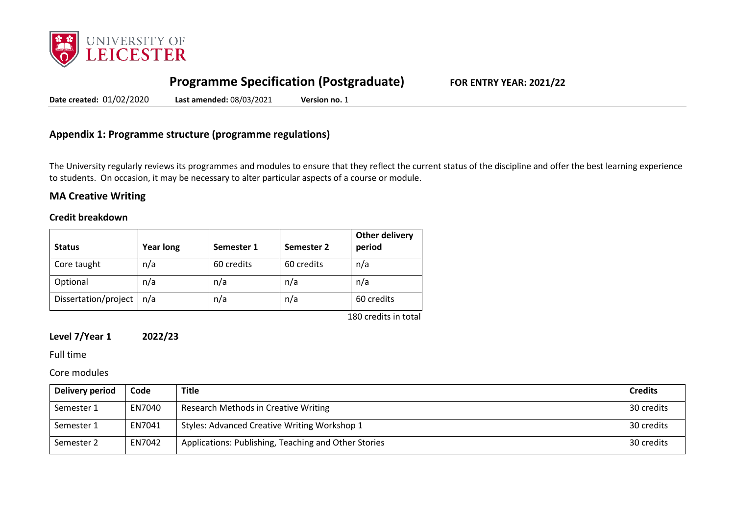# Programme Specification (Postgraduate) FOR ENTRY YEAR: 2021/22

**Date created:** 01/02/2020 **Last amended:** 08/03/2021 **Version no.** 1

## Appendix 1: Programme structure (programme regulations)

The University regularly reviews its programmes and modules to ensure that they reflect the current status of the discipline and offer the best learning experience to students. On occasion, it may be necessary to alter particular aspects of a course or module.

### MA Creative Writing

#### Credit breakdown

| Status | Year long | Semester 1 | Semester 2 | Other delivery period |
|---|---|---|---|---|
| Core taught | n/a | 60 credits | 60 credits | n/a |
| Optional | n/a | n/a | n/a | n/a |
| Dissertation/project | n/a | n/a | n/a | 60 credits |

180 credits in total

**Level 7/Year 1 2022/23**

Full time

Core modules

| Delivery period | Code | Title | Credits |
|---|---|---|---|
| Semester 1 | EN7040 | Research Methods in Creative Writing | 30 credits |
| Semester 1 | EN7041 | Styles: Advanced Creative Writing Workshop 1 | 30 credits |
| Semester 2 | EN7042 | Applications: Publishing, Teaching and Other Stories | 30 credits |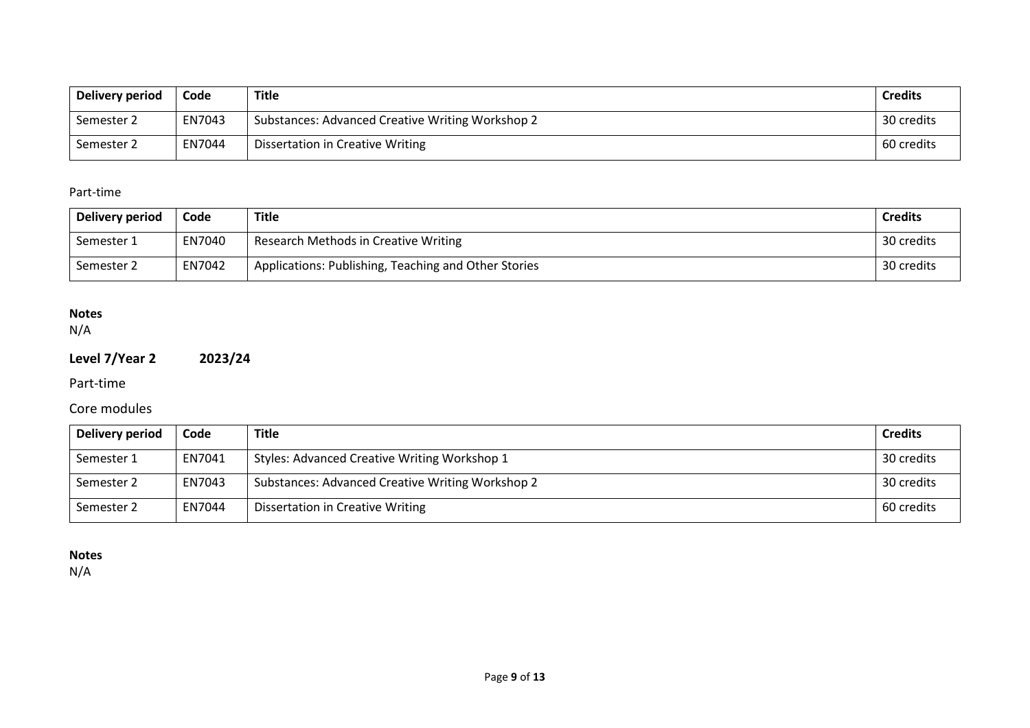| Delivery period | Code | Title | Credits |
| --- | --- | --- | --- |
| Semester 2 | EN7043 | Substances: Advanced Creative Writing Workshop 2 | 30 credits |
| Semester 2 | EN7044 | Dissertation in Creative Writing | 60 credits |

Part-time

| Delivery period | Code | Title | Credits |
| --- | --- | --- | --- |
| Semester 1 | EN7040 | Research Methods in Creative Writing | 30 credits |
| Semester 2 | EN7042 | Applications: Publishing, Teaching and Other Stories | 30 credits |

**Notes**
N/A

## Level 7/Year 2 2023/24

Part-time

Core modules

| Delivery period | Code | Title | Credits |
| --- | --- | --- | --- |
| Semester 1 | EN7041 | Styles: Advanced Creative Writing Workshop 1 | 30 credits |
| Semester 2 | EN7043 | Substances: Advanced Creative Writing Workshop 2 | 30 credits |
| Semester 2 | EN7044 | Dissertation in Creative Writing | 60 credits |

**Notes**
N/A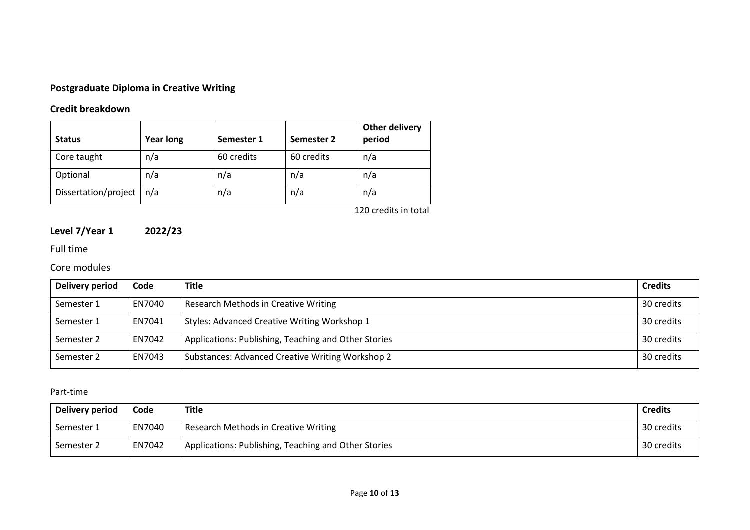## Postgraduate Diploma in Creative Writing

### Credit breakdown

| Status | Year long | Semester 1 | Semester 2 | Other delivery period |
|---|---|---|---|---|
| Core taught | n/a | 60 credits | 60 credits | n/a |
| Optional | n/a | n/a | n/a | n/a |
| Dissertation/project | n/a | n/a | n/a | n/a |

120 credits in total

### Level 7/Year 1 2022/23

Full time

Core modules

| Delivery period | Code | Title | Credits |
|---|---|---|---|
| Semester 1 | EN7040 | Research Methods in Creative Writing | 30 credits |
| Semester 1 | EN7041 | Styles: Advanced Creative Writing Workshop 1 | 30 credits |
| Semester 2 | EN7042 | Applications: Publishing, Teaching and Other Stories | 30 credits |
| Semester 2 | EN7043 | Substances: Advanced Creative Writing Workshop 2 | 30 credits |

Part-time

| Delivery period | Code | Title | Credits |
|---|---|---|---|
| Semester 1 | EN7040 | Research Methods in Creative Writing | 30 credits |
| Semester 2 | EN7042 | Applications: Publishing, Teaching and Other Stories | 30 credits |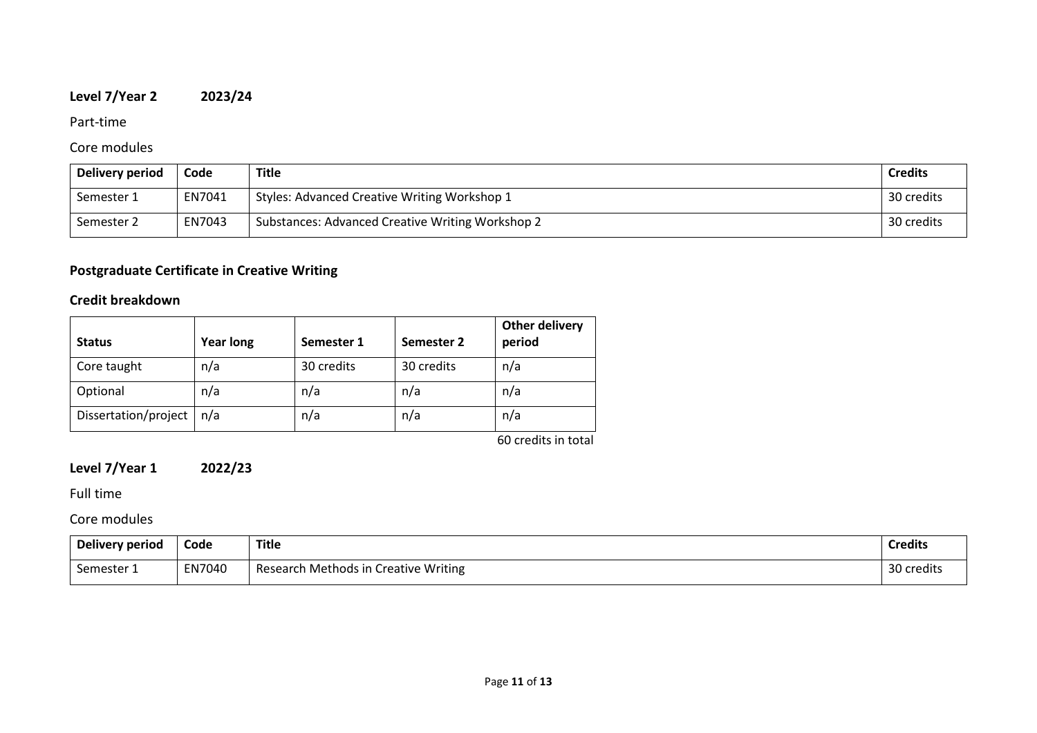**Level 7/Year 2 2023/24**

Part-time

Core modules

| Delivery period | Code | Title | Credits |
|---|---|---|---|
| Semester 1 | EN7041 | Styles: Advanced Creative Writing Workshop 1 | 30 credits |
| Semester 2 | EN7043 | Substances: Advanced Creative Writing Workshop 2 | 30 credits |

**Postgraduate Certificate in Creative Writing**

**Credit breakdown**

| Status | Year long | Semester 1 | Semester 2 | Other delivery period |
|---|---|---|---|---|
| Core taught | n/a | 30 credits | 30 credits | n/a |
| Optional | n/a | n/a | n/a | n/a |
| Dissertation/project | n/a | n/a | n/a | n/a |

60 credits in total

**Level 7/Year 1 2022/23**

Full time

Core modules

| Delivery period | Code | Title | Credits |
|---|---|---|---|
| Semester 1 | EN7040 | Research Methods in Creative Writing | 30 credits |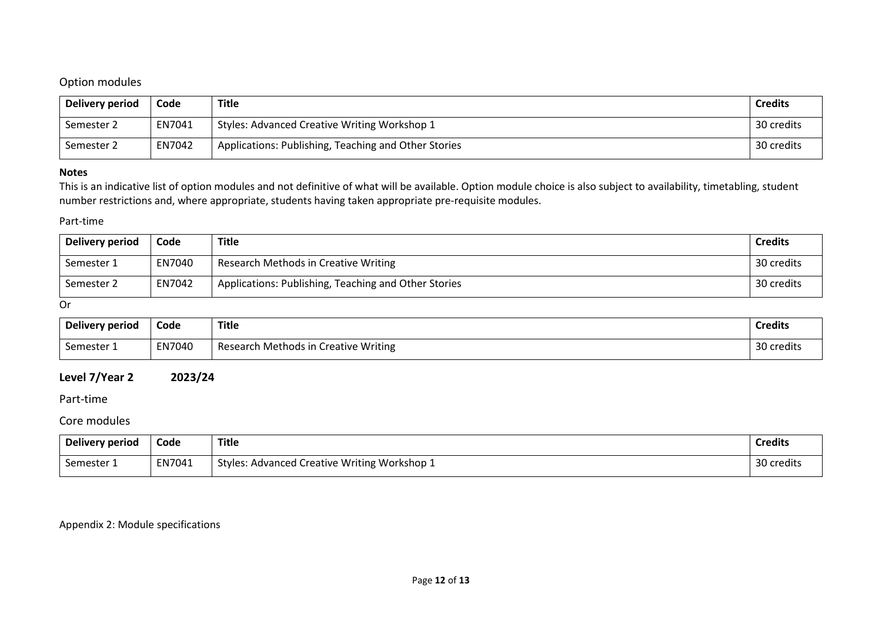### Option modules

| Delivery period | Code | Title | Credits |
|---|---|---|---|
| Semester 2 | EN7041 | Styles: Advanced Creative Writing Workshop 1 | 30 credits |
| Semester 2 | EN7042 | Applications: Publishing, Teaching and Other Stories | 30 credits |

**Notes**

This is an indicative list of option modules and not definitive of what will be available. Option module choice is also subject to availability, timetabling, student number restrictions and, where appropriate, students having taken appropriate pre-requisite modules.

### Part-time

| Delivery period | Code | Title | Credits |
|---|---|---|---|
| Semester 1 | EN7040 | Research Methods in Creative Writing | 30 credits |
| Semester 2 | EN7042 | Applications: Publishing, Teaching and Other Stories | 30 credits |

Or

| Delivery period | Code | Title | Credits |
|---|---|---|---|
| Semester 1 | EN7040 | Research Methods in Creative Writing | 30 credits |

## Level 7/Year 2 2023/24

### Part-time

### Core modules

| Delivery period | Code | Title | Credits |
|---|---|---|---|
| Semester 1 | EN7041 | Styles: Advanced Creative Writing Workshop 1 | 30 credits |

Appendix 2: Module specifications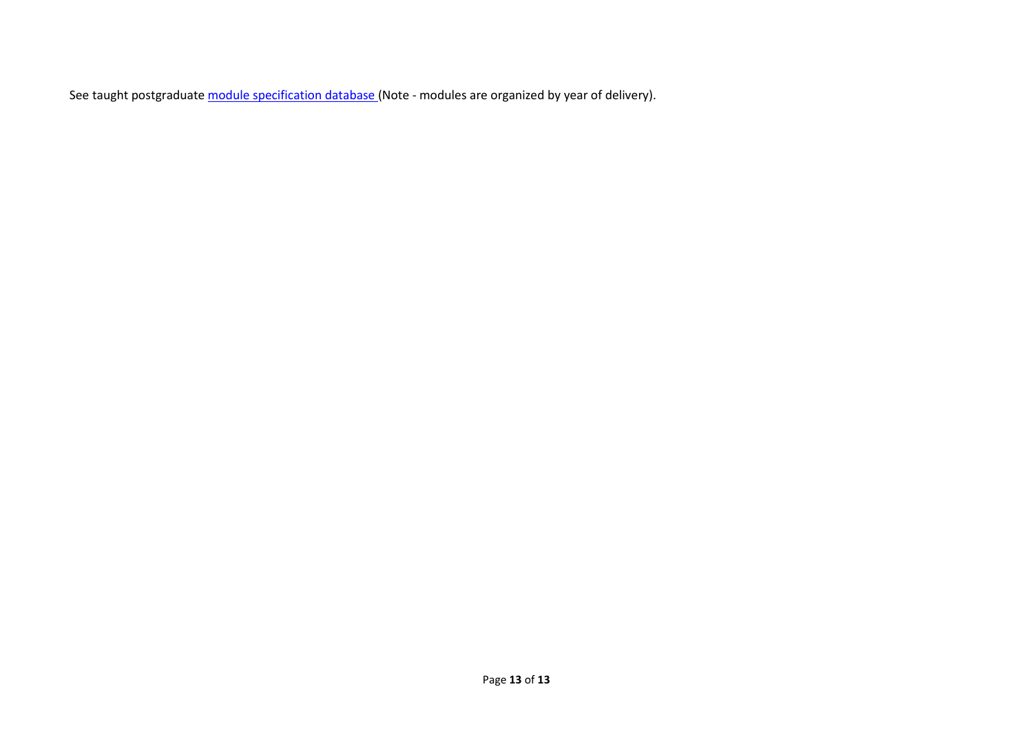See taught postgraduate [module specification database ](module specification database) (Note - modules are organized by year of delivery).